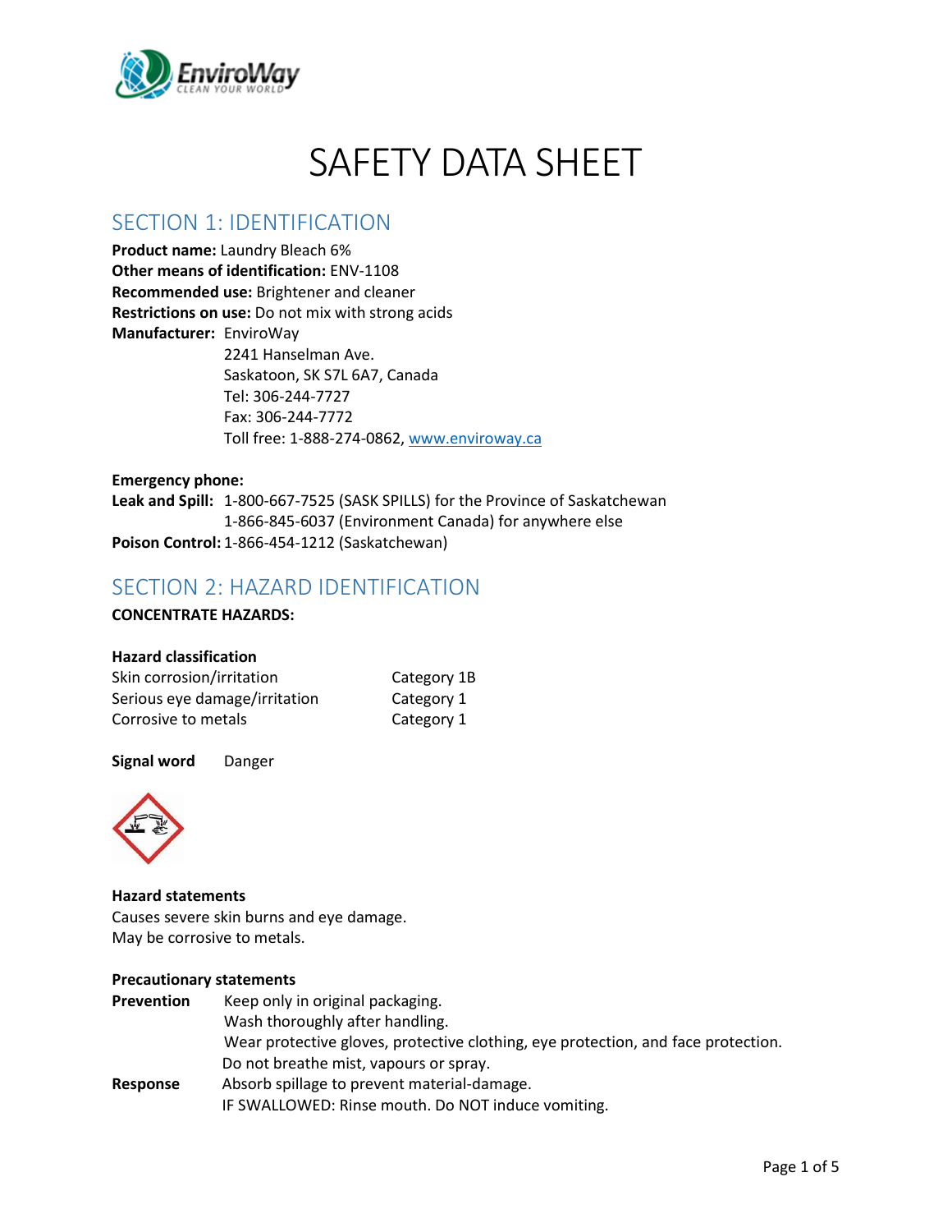# SAFETY DATA SHEET

## SECTION 1: IDENTIFICATION

**Product name:** Laundry Bleach 6%
**Other means of identification:** ENV-1108
**Recommended use:** Brightener and cleaner
**Restrictions on use:** Do not mix with strong acids
**Manufacturer:** EnviroWay
2241 Hanselman Ave.
Saskatoon, SK S7L 6A7, Canada
Tel: 306-244-7727
Fax: 306-244-7772
Toll free: 1-888-274-0862, www.enviroway.ca

**Emergency phone:**
**Leak and Spill:** 1-800-667-7525 (SASK SPILLS) for the Province of Saskatchewan
1-866-845-6037 (Environment Canada) for anywhere else
**Poison Control:** 1-866-454-1212 (Saskatchewan)

## SECTION 2: HAZARD IDENTIFICATION

**CONCENTRATE HAZARDS:**

**Hazard classification**

| | |
|---|---|
| Skin corrosion/irritation | Category 1B |
| Serious eye damage/irritation | Category 1 |
| Corrosive to metals | Category 1 |

**Signal word** Danger

**Hazard statements**
Causes severe skin burns and eye damage.
May be corrosive to metals.

**Precautionary statements**

**Prevention**
Keep only in original packaging.
Wash thoroughly after handling.
Wear protective gloves, protective clothing, eye protection, and face protection.
Do not breathe mist, vapours or spray.

**Response**
Absorb spillage to prevent material-damage.
IF SWALLOWED: Rinse mouth. Do NOT induce vomiting.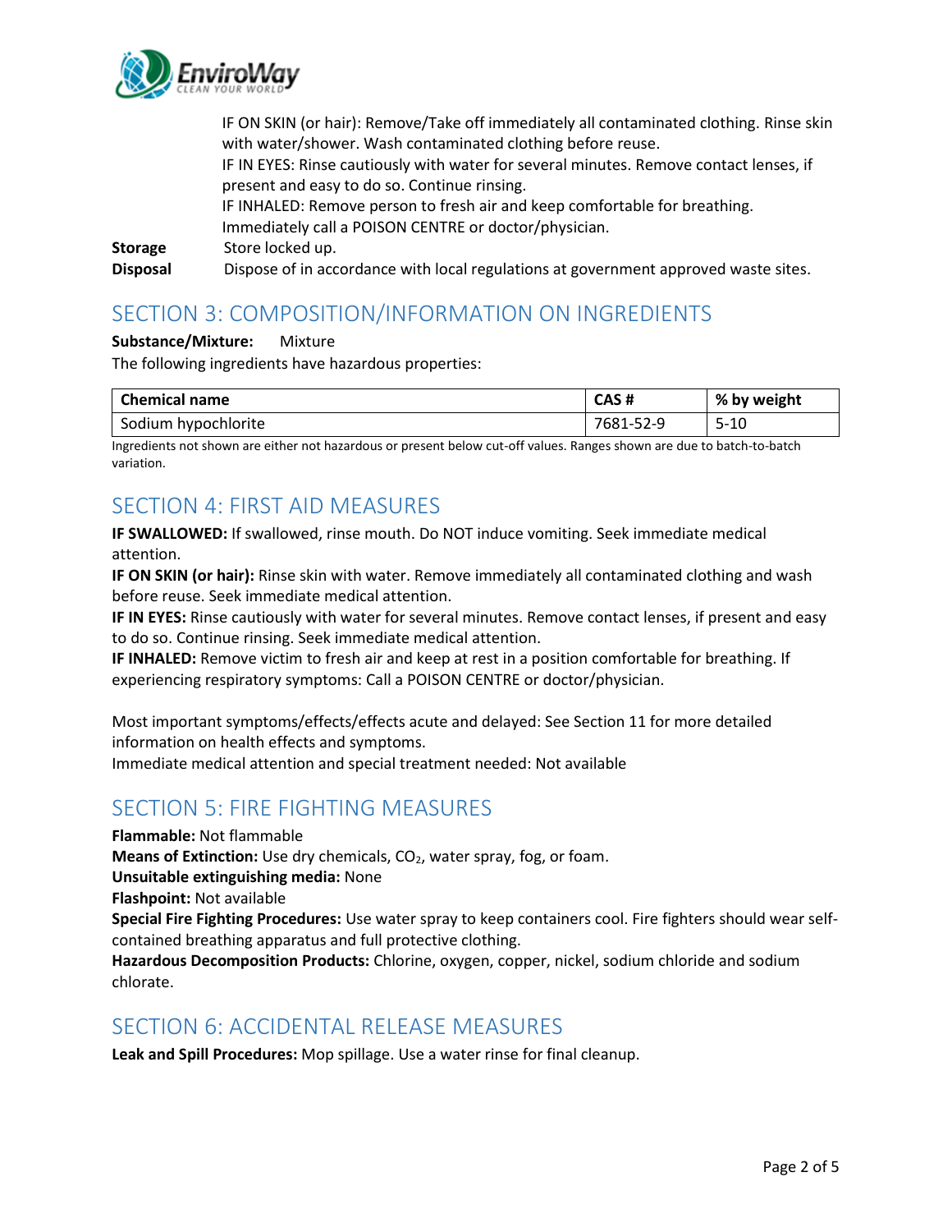IF ON SKIN (or hair): Remove/Take off immediately all contaminated clothing. Rinse skin with water/shower. Wash contaminated clothing before reuse.
IF IN EYES: Rinse cautiously with water for several minutes. Remove contact lenses, if present and easy to do so. Continue rinsing.
IF INHALED: Remove person to fresh air and keep comfortable for breathing.
Immediately call a POISON CENTRE or doctor/physician.

**Storage** Store locked up.

**Disposal** Dispose of in accordance with local regulations at government approved waste sites.

## SECTION 3: COMPOSITION/INFORMATION ON INGREDIENTS

**Substance/Mixture:** Mixture

The following ingredients have hazardous properties:

| Chemical name | CAS # | % by weight |
|---|---|---|
| Sodium hypochlorite | 7681-52-9 | 5-10 |

Ingredients not shown are either not hazardous or present below cut-off values. Ranges shown are due to batch-to-batch variation.

## SECTION 4: FIRST AID MEASURES

**IF SWALLOWED:** If swallowed, rinse mouth. Do NOT induce vomiting. Seek immediate medical attention.

**IF ON SKIN (or hair):** Rinse skin with water. Remove immediately all contaminated clothing and wash before reuse. Seek immediate medical attention.

**IF IN EYES:** Rinse cautiously with water for several minutes. Remove contact lenses, if present and easy to do so. Continue rinsing. Seek immediate medical attention.

**IF INHALED:** Remove victim to fresh air and keep at rest in a position comfortable for breathing. If experiencing respiratory symptoms: Call a POISON CENTRE or doctor/physician.

Most important symptoms/effects/effects acute and delayed: See Section 11 for more detailed information on health effects and symptoms.

Immediate medical attention and special treatment needed: Not available

## SECTION 5: FIRE FIGHTING MEASURES

**Flammable:** Not flammable

**Means of Extinction:** Use dry chemicals, $CO_2$, water spray, fog, or foam.

**Unsuitable extinguishing media:** None

**Flashpoint:** Not available

**Special Fire Fighting Procedures:** Use water spray to keep containers cool. Fire fighters should wear self-contained breathing apparatus and full protective clothing.

**Hazardous Decomposition Products:** Chlorine, oxygen, copper, nickel, sodium chloride and sodium chlorate.

## SECTION 6: ACCIDENTAL RELEASE MEASURES

**Leak and Spill Procedures:** Mop spillage. Use a water rinse for final cleanup.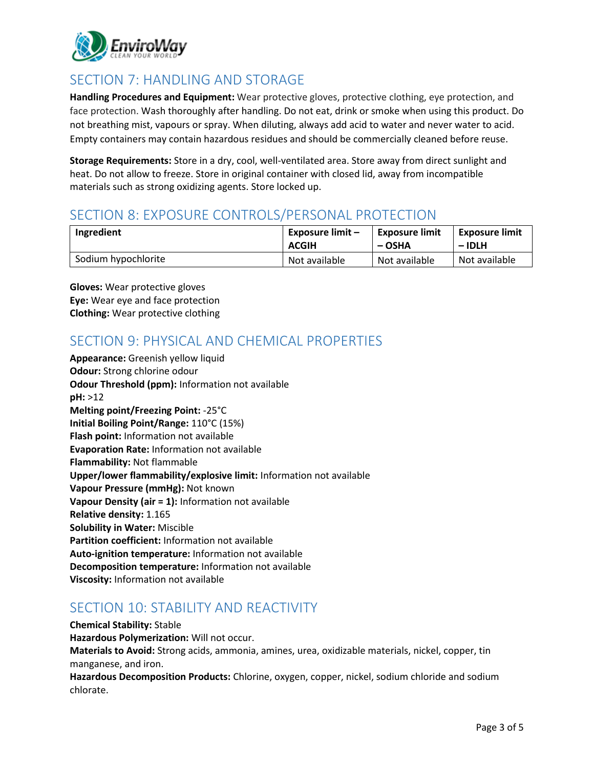## SECTION 7: HANDLING AND STORAGE

**Handling Procedures and Equipment:** Wear protective gloves, protective clothing, eye protection, and face protection. Wash thoroughly after handling. Do not eat, drink or smoke when using this product. Do not breathing mist, vapours or spray. When diluting, always add acid to water and never water to acid. Empty containers may contain hazardous residues and should be commercially cleaned before reuse.

**Storage Requirements:** Store in a dry, cool, well-ventilated area. Store away from direct sunlight and heat. Do not allow to freeze. Store in original container with closed lid, away from incompatible materials such as strong oxidizing agents. Store locked up.

## SECTION 8: EXPOSURE CONTROLS/PERSONAL PROTECTION

| Ingredient | Exposure limit – ACGIH | Exposure limit – OSHA | Exposure limit – IDLH |
|---|---|---|---|
| Sodium hypochlorite | Not available | Not available | Not available |

**Gloves:** Wear protective gloves
**Eye:** Wear eye and face protection
**Clothing:** Wear protective clothing

## SECTION 9: PHYSICAL AND CHEMICAL PROPERTIES

**Appearance:** Greenish yellow liquid
**Odour:** Strong chlorine odour
**Odour Threshold (ppm):** Information not available
**pH:** >12
**Melting point/Freezing Point:** -25°C
**Initial Boiling Point/Range:** 110°C (15%)
**Flash point:** Information not available
**Evaporation Rate:** Information not available
**Flammability:** Not flammable
**Upper/lower flammability/explosive limit:** Information not available
**Vapour Pressure (mmHg):** Not known
**Vapour Density (air = 1):** Information not available
**Relative density:** 1.165
**Solubility in Water:** Miscible
**Partition coefficient:** Information not available
**Auto-ignition temperature:** Information not available
**Decomposition temperature:** Information not available
**Viscosity:** Information not available

## SECTION 10: STABILITY AND REACTIVITY

**Chemical Stability:** Stable
**Hazardous Polymerization:** Will not occur.
**Materials to Avoid:** Strong acids, ammonia, amines, urea, oxidizable materials, nickel, copper, tin manganese, and iron.
**Hazardous Decomposition Products:** Chlorine, oxygen, copper, nickel, sodium chloride and sodium chlorate.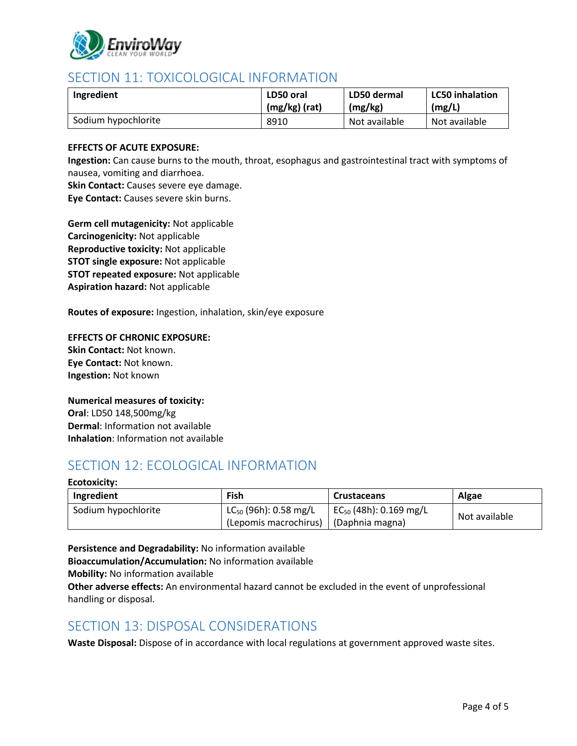## SECTION 11: TOXICOLOGICAL INFORMATION

| Ingredient | LD50 oral (mg/kg) (rat) | LD50 dermal (mg/kg) | LC50 inhalation (mg/L) |
|---|---|---|---|
| Sodium hypochlorite | 8910 | Not available | Not available |

**EFFECTS OF ACUTE EXPOSURE:**

**Ingestion:** Can cause burns to the mouth, throat, esophagus and gastrointestinal tract with symptoms of nausea, vomiting and diarrhoea.
**Skin Contact:** Causes severe eye damage.
**Eye Contact:** Causes severe skin burns.

**Germ cell mutagenicity:** Not applicable
**Carcinogenicity:** Not applicable
**Reproductive toxicity:** Not applicable
**STOT single exposure:** Not applicable
**STOT repeated exposure:** Not applicable
**Aspiration hazard:** Not applicable

**Routes of exposure:** Ingestion, inhalation, skin/eye exposure

**EFFECTS OF CHRONIC EXPOSURE:**
**Skin Contact:** Not known.
**Eye Contact:** Not known.
**Ingestion:** Not known

**Numerical measures of toxicity:**
**Oral**: LD50 148,500mg/kg
**Dermal**: Information not available
**Inhalation**: Information not available

## SECTION 12: ECOLOGICAL INFORMATION

**Ecotoxicity:**

| Ingredient | Fish | Crustaceans | Algae |
|---|---|---|---|
| Sodium hypochlorite | $LC_{50}$ (96h): 0.58 mg/L (Lepomis macrochirus) | $EC_{50}$ (48h): 0.169 mg/L (Daphnia magna) | Not available |

**Persistence and Degradability:** No information available
**Bioaccumulation/Accumulation:** No information available
**Mobility:** No information available
**Other adverse effects:** An environmental hazard cannot be excluded in the event of unprofessional handling or disposal.

## SECTION 13: DISPOSAL CONSIDERATIONS

**Waste Disposal:** Dispose of in accordance with local regulations at government approved waste sites.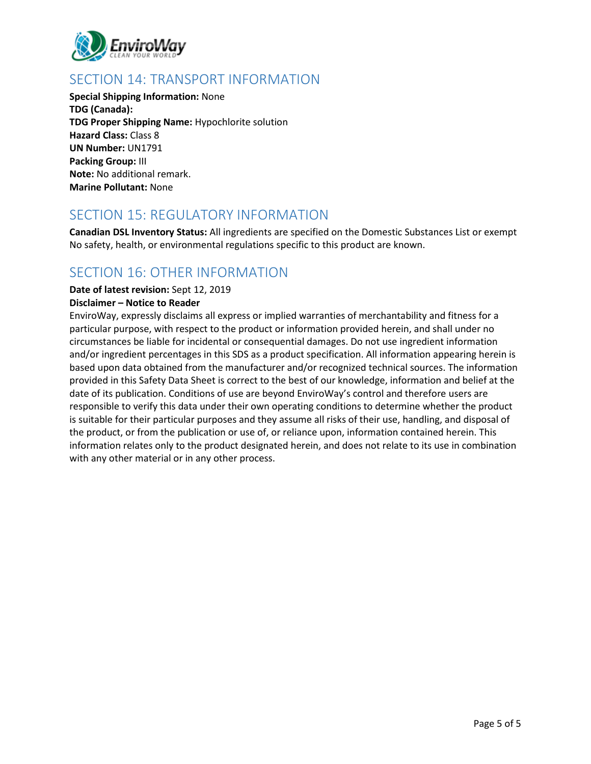## SECTION 14: TRANSPORT INFORMATION

**Special Shipping Information:** None
**TDG (Canada):**
**TDG Proper Shipping Name:** Hypochlorite solution
**Hazard Class:** Class 8
**UN Number:** UN1791
**Packing Group:** III
**Note:** No additional remark.
**Marine Pollutant:** None

## SECTION 15: REGULATORY INFORMATION

**Canadian DSL Inventory Status:** All ingredients are specified on the Domestic Substances List or exempt
No safety, health, or environmental regulations specific to this product are known.

## SECTION 16: OTHER INFORMATION

**Date of latest revision:** Sept 12, 2019

**Disclaimer – Notice to Reader**

EnviroWay, expressly disclaims all express or implied warranties of merchantability and fitness for a particular purpose, with respect to the product or information provided herein, and shall under no circumstances be liable for incidental or consequential damages. Do not use ingredient information and/or ingredient percentages in this SDS as a product specification. All information appearing herein is based upon data obtained from the manufacturer and/or recognized technical sources. The information provided in this Safety Data Sheet is correct to the best of our knowledge, information and belief at the date of its publication. Conditions of use are beyond EnviroWay's control and therefore users are responsible to verify this data under their own operating conditions to determine whether the product is suitable for their particular purposes and they assume all risks of their use, handling, and disposal of the product, or from the publication or use of, or reliance upon, information contained herein. This information relates only to the product designated herein, and does not relate to its use in combination with any other material or in any other process.